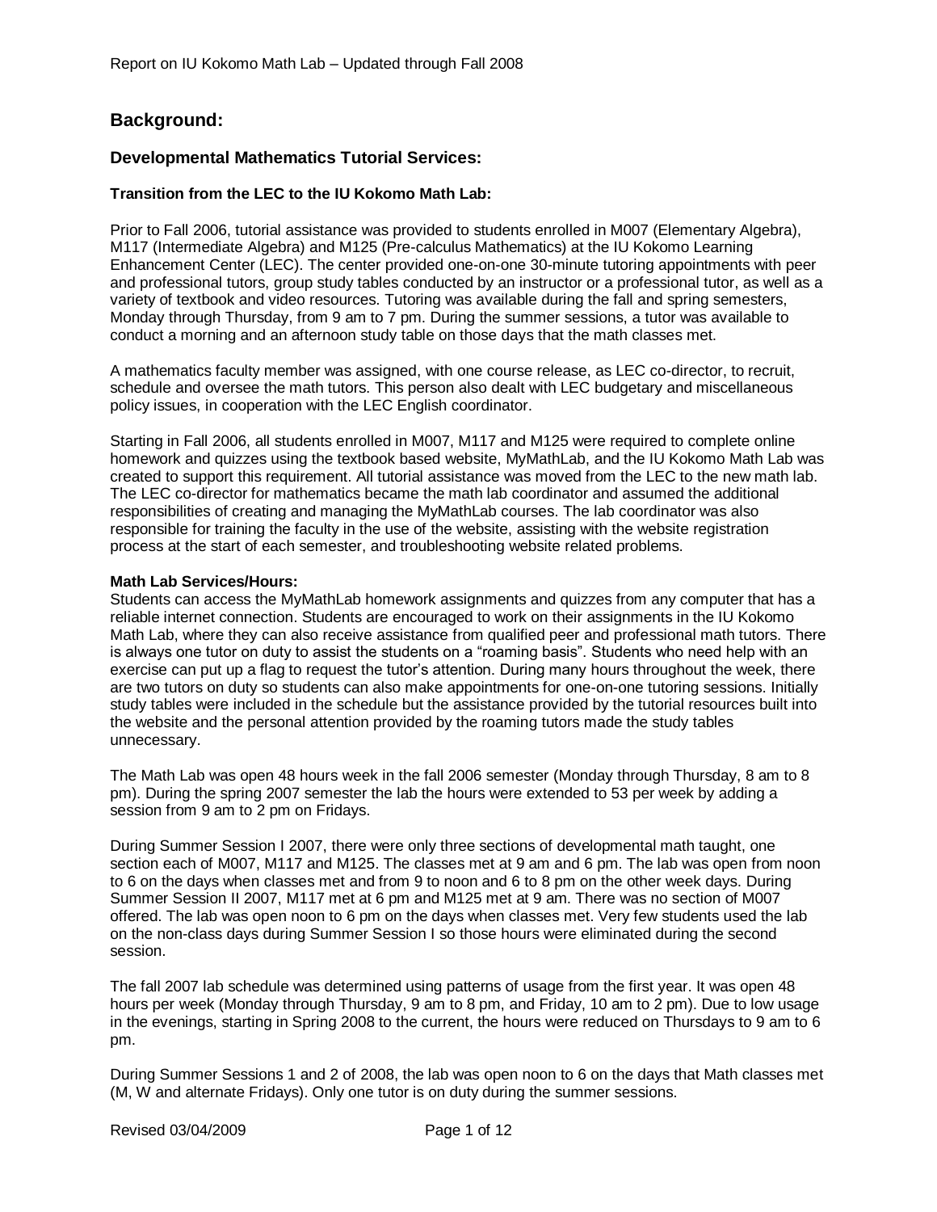## Background:

## Developmental Mathematics Tutorial Services:

### Transition from the LEC to the IU Kokomo Math Lab:

Prior to Fall 2006, tutorial assistance was provided to students enrolled in M007 (Elementary Algebra), M117 (Intermediate Algebra) and M125 (Pre-calculus Mathematics) at the IU Kokomo Learning Enhancement Center (LEC). The center provided one-on-one 30-minute tutoring appointments with peer and professional tutors, group study tables conducted by an instructor or a professional tutor, as well as a variety of textbook and video resources. Tutoring was available during the fall and spring semesters, Monday through Thursday, from 9 am to 7 pm. During the summer sessions, a tutor was available to conduct a morning and an afternoon study table on those days that the math classes met.

A mathematics faculty member was assigned, with one course release, as LEC co-director, to recruit, schedule and oversee the math tutors. This person also dealt with LEC budgetary and miscellaneous policy issues, in cooperation with the LEC English coordinator.

Starting in Fall 2006, all students enrolled in M007, M117 and M125 were required to complete online homework and quizzes using the textbook based website, MyMathLab, and the IU Kokomo Math Lab was created to support this requirement. All tutorial assistance was moved from the LEC to the new math lab. The LEC co-director for mathematics became the math lab coordinator and assumed the additional responsibilities of creating and managing the MyMathLab courses. The lab coordinator was also responsible for training the faculty in the use of the website, assisting with the website registration process at the start of each semester, and troubleshooting website related problems.

**Math Lab Services/Hours:**

Students can access the MyMathLab homework assignments and quizzes from any computer that has a reliable internet connection. Students are encouraged to work on their assignments in the IU Kokomo Math Lab, where they can also receive assistance from qualified peer and professional math tutors. There is always one tutor on duty to assist the students on a "roaming basis". Students who need help with an exercise can put up a flag to request the tutor's attention. During many hours throughout the week, there are two tutors on duty so students can also make appointments for one-on-one tutoring sessions. Initially study tables were included in the schedule but the assistance provided by the tutorial resources built into the website and the personal attention provided by the roaming tutors made the study tables unnecessary.

The Math Lab was open 48 hours week in the fall 2006 semester (Monday through Thursday, 8 am to 8 pm). During the spring 2007 semester the lab the hours were extended to 53 per week by adding a session from 9 am to 2 pm on Fridays.

During Summer Session I 2007, there were only three sections of developmental math taught, one section each of M007, M117 and M125. The classes met at 9 am and 6 pm. The lab was open from noon to 6 on the days when classes met and from 9 to noon and 6 to 8 pm on the other week days. During Summer Session II 2007, M117 met at 6 pm and M125 met at 9 am. There was no section of M007 offered. The lab was open noon to 6 pm on the days when classes met. Very few students used the lab on the non-class days during Summer Session I so those hours were eliminated during the second session.

The fall 2007 lab schedule was determined using patterns of usage from the first year. It was open 48 hours per week (Monday through Thursday, 9 am to 8 pm, and Friday, 10 am to 2 pm). Due to low usage in the evenings, starting in Spring 2008 to the current, the hours were reduced on Thursdays to 9 am to 6 pm.

During Summer Sessions 1 and 2 of 2008, the lab was open noon to 6 on the days that Math classes met (M, W and alternate Fridays). Only one tutor is on duty during the summer sessions.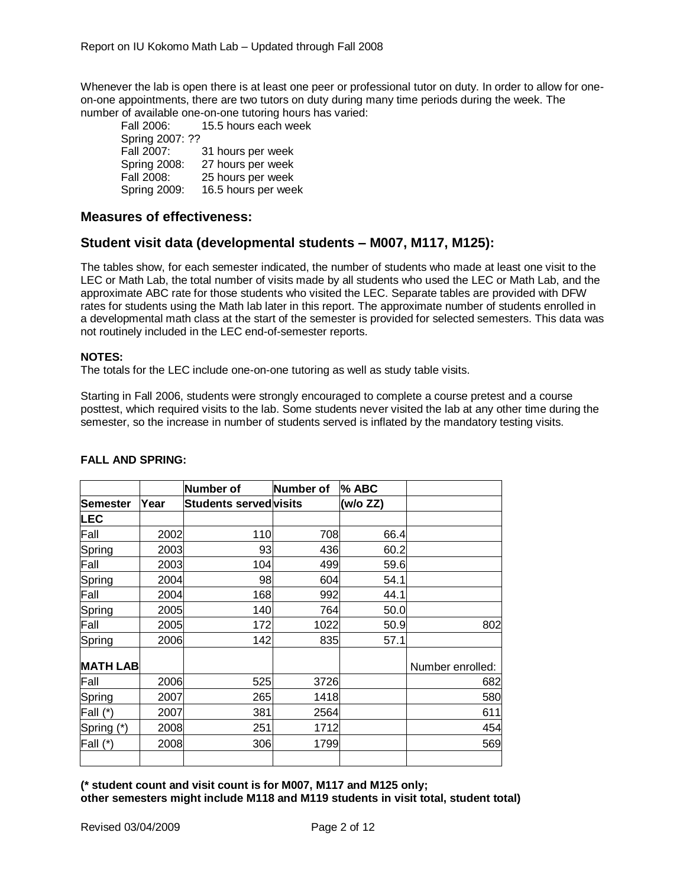Whenever the lab is open there is at least one peer or professional tutor on duty. In order to allow for one-on-one appointments, there are two tutors on duty during many time periods during the week. The number of available one-on-one tutoring hours has varied:

- Fall 2006: 15.5 hours each week
- Spring 2007: ??
- Fall 2007: 31 hours per week
- Spring 2008: 27 hours per week
- Fall 2008: 25 hours per week
- Spring 2009: 16.5 hours per week

## Measures of effectiveness:

## Student visit data (developmental students – M007, M117, M125):

The tables show, for each semester indicated, the number of students who made at least one visit to the LEC or Math Lab, the total number of visits made by all students who used the LEC or Math Lab, and the approximate ABC rate for those students who visited the LEC. Separate tables are provided with DFW rates for students using the Math lab later in this report. The approximate number of students enrolled in a developmental math class at the start of the semester is provided for selected semesters. This data was not routinely included in the LEC end-of-semester reports.

**NOTES:**

The totals for the LEC include one-on-one tutoring as well as study table visits.

Starting in Fall 2006, students were strongly encouraged to complete a course pretest and a course posttest, which required visits to the lab. Some students never visited the lab at any other time during the semester, so the increase in number of students served is inflated by the mandatory testing visits.

**FALL AND SPRING:**

| Semester | Year | Number of Students served | Number of visits | % ABC (w/o ZZ) | |
|---|---|---|---|---|---|
| **LEC** | | | | | |
| Fall | 2002 | 110 | 708 | 66.4 | |
| Spring | 2003 | 93 | 436 | 60.2 | |
| Fall | 2003 | 104 | 499 | 59.6 | |
| Spring | 2004 | 98 | 604 | 54.1 | |
| Fall | 2004 | 168 | 992 | 44.1 | |
| Spring | 2005 | 140 | 764 | 50.0 | |
| Fall | 2005 | 172 | 1022 | 50.9 | 802 |
| Spring | 2006 | 142 | 835 | 57.1 | |
| **MATH LAB** | | | | | Number enrolled: |
| Fall | 2006 | 525 | 3726 | | 682 |
| Spring | 2007 | 265 | 1418 | | 580 |
| Fall (*) | 2007 | 381 | 2564 | | 611 |
| Spring (*) | 2008 | 251 | 1712 | | 454 |
| Fall (*) | 2008 | 306 | 1799 | | 569 |
| | | | | | |

**(* student count and visit count is for M007, M117 and M125 only;
other semesters might include M118 and M119 students in visit total, student total)**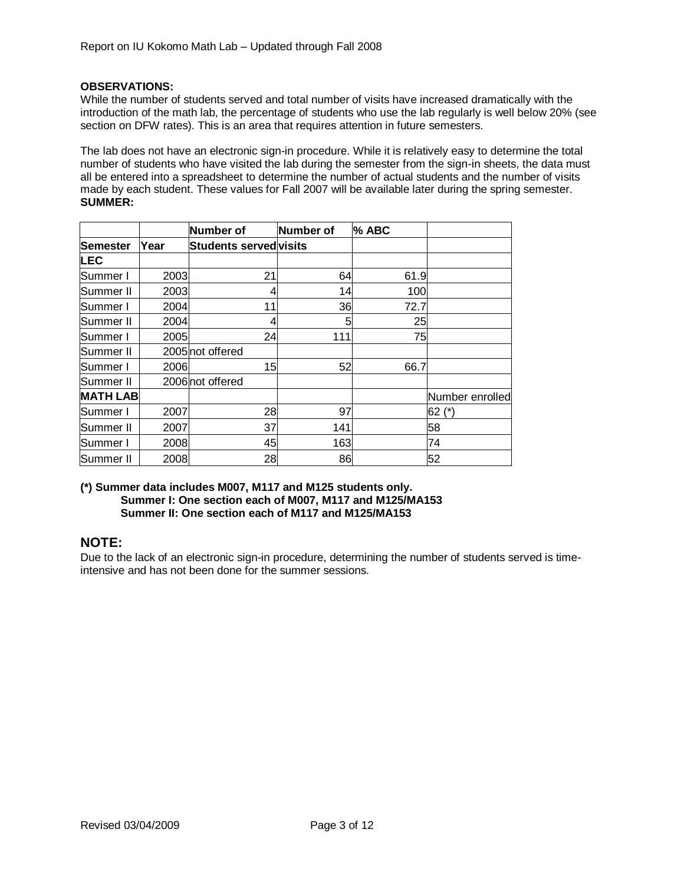**OBSERVATIONS:**
While the number of students served and total number of visits have increased dramatically with the introduction of the math lab, the percentage of students who use the lab regularly is well below 20% (see section on DFW rates). This is an area that requires attention in future semesters.

The lab does not have an electronic sign-in procedure. While it is relatively easy to determine the total number of students who have visited the lab during the semester from the sign-in sheets, the data must all be entered into a spreadsheet to determine the number of actual students and the number of visits made by each student. These values for Fall 2007 will be available later during the spring semester.

**SUMMER:**

| Semester | Year | Number of Students served | Number of visits | % ABC | |
|---|---|---|---|---|---|
| **LEC** | | | | | |
| Summer I | 2003 | 21 | 64 | 61.9 | |
| Summer II | 2003 | 4 | 14 | 100 | |
| Summer I | 2004 | 11 | 36 | 72.7 | |
| Summer II | 2004 | 4 | 5 | 25 | |
| Summer I | 2005 | 24 | 111 | 75 | |
| Summer II | 2005 | not offered | | | |
| Summer I | 2006 | 15 | 52 | 66.7 | |
| Summer II | 2006 | not offered | | | |
| **MATH LAB** | | | | | Number enrolled |
| Summer I | 2007 | 28 | 97 | | 62 (*) |
| Summer II | 2007 | 37 | 141 | | 58 |
| Summer I | 2008 | 45 | 163 | | 74 |
| Summer II | 2008 | 28 | 86 | | 52 |

**(*) Summer data includes M007, M117 and M125 students only.**
**Summer I: One section each of M007, M117 and M125/MA153**
**Summer II: One section each of M117 and M125/MA153**

## NOTE:

Due to the lack of an electronic sign-in procedure, determining the number of students served is time-intensive and has not been done for the summer sessions.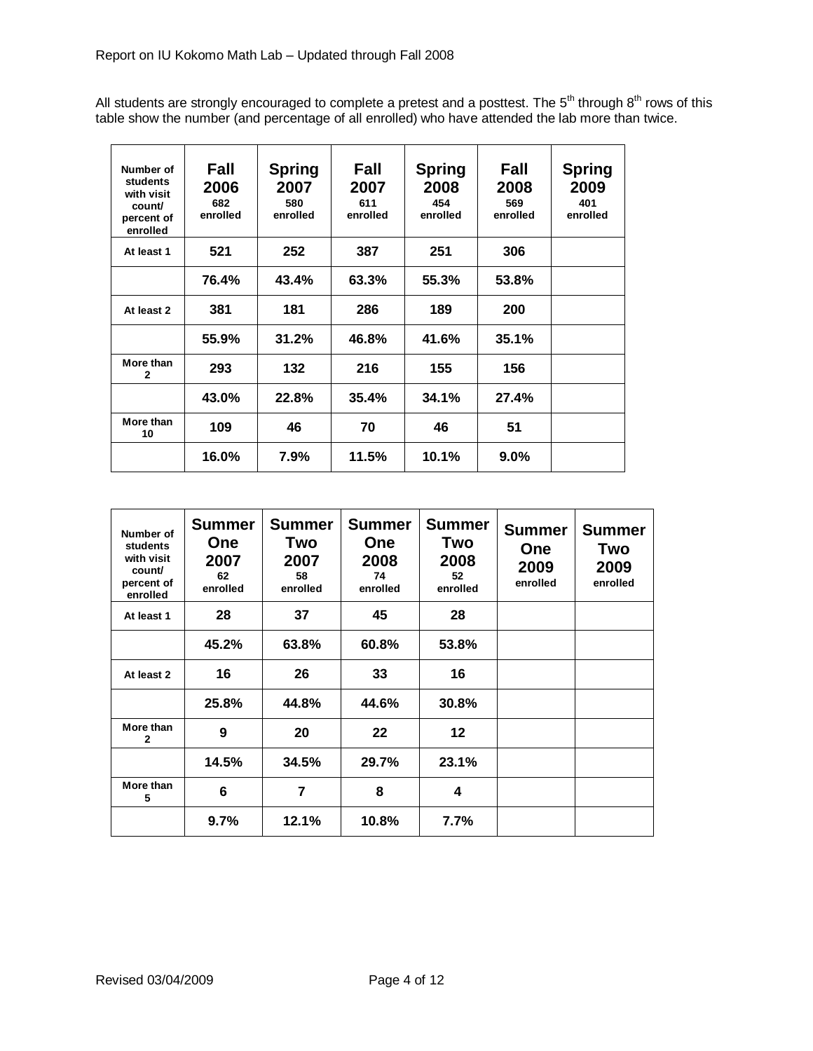All students are strongly encouraged to complete a pretest and a posttest. The 5th through 8th rows of this table show the number (and percentage of all enrolled) who have attended the lab more than twice.

| Number of students with visit count/ percent of enrolled | Fall 2006 682 enrolled | Spring 2007 580 enrolled | Fall 2007 611 enrolled | Spring 2008 454 enrolled | Fall 2008 569 enrolled | Spring 2009 401 enrolled |
|---|---|---|---|---|---|---|
| At least 1 | 521 | 252 | 387 | 251 | 306 | |
| | 76.4% | 43.4% | 63.3% | 55.3% | 53.8% | |
| At least 2 | 381 | 181 | 286 | 189 | 200 | |
| | 55.9% | 31.2% | 46.8% | 41.6% | 35.1% | |
| More than 2 | 293 | 132 | 216 | 155 | 156 | |
| | 43.0% | 22.8% | 35.4% | 34.1% | 27.4% | |
| More than 10 | 109 | 46 | 70 | 46 | 51 | |
| | 16.0% | 7.9% | 11.5% | 10.1% | 9.0% | |

| Number of students with visit count/ percent of enrolled | Summer One 2007 62 enrolled | Summer Two 2007 58 enrolled | Summer One 2008 74 enrolled | Summer Two 2008 52 enrolled | Summer One 2009 enrolled | Summer Two 2009 enrolled |
|---|---|---|---|---|---|---|
| At least 1 | 28 | 37 | 45 | 28 | | |
| | 45.2% | 63.8% | 60.8% | 53.8% | | |
| At least 2 | 16 | 26 | 33 | 16 | | |
| | 25.8% | 44.8% | 44.6% | 30.8% | | |
| More than 2 | 9 | 20 | 22 | 12 | | |
| | 14.5% | 34.5% | 29.7% | 23.1% | | |
| More than 5 | 6 | 7 | 8 | 4 | | |
| | 9.7% | 12.1% | 10.8% | 7.7% | | |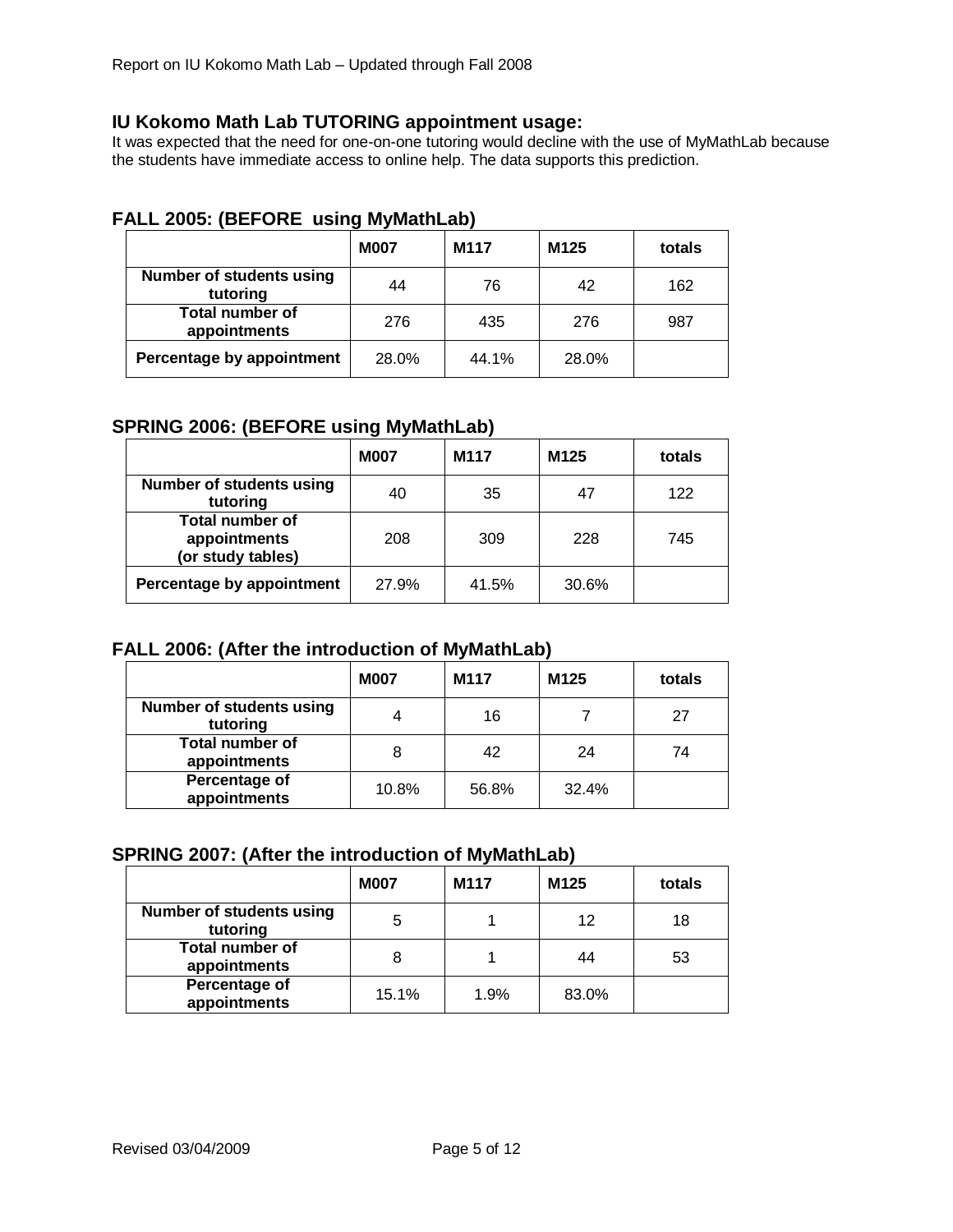## IU Kokomo Math Lab TUTORING appointment usage:

It was expected that the need for one-on-one tutoring would decline with the use of MyMathLab because the students have immediate access to online help. The data supports this prediction.

### FALL 2005: (BEFORE using MyMathLab)

| | M007 | M117 | M125 | totals |
|---|---|---|---|---|
| **Number of students using tutoring** | 44 | 76 | 42 | 162 |
| **Total number of appointments** | 276 | 435 | 276 | 987 |
| **Percentage by appointment** | 28.0% | 44.1% | 28.0% | |

### SPRING 2006: (BEFORE using MyMathLab)

| | M007 | M117 | M125 | totals |
|---|---|---|---|---|
| **Number of students using tutoring** | 40 | 35 | 47 | 122 |
| **Total number of appointments (or study tables)** | 208 | 309 | 228 | 745 |
| **Percentage by appointment** | 27.9% | 41.5% | 30.6% | |

### FALL 2006: (After the introduction of MyMathLab)

| | M007 | M117 | M125 | totals |
|---|---|---|---|---|
| **Number of students using tutoring** | 4 | 16 | 7 | 27 |
| **Total number of appointments** | 8 | 42 | 24 | 74 |
| **Percentage of appointments** | 10.8% | 56.8% | 32.4% | |

### SPRING 2007: (After the introduction of MyMathLab)

| | M007 | M117 | M125 | totals |
|---|---|---|---|---|
| **Number of students using tutoring** | 5 | 1 | 12 | 18 |
| **Total number of appointments** | 8 | 1 | 44 | 53 |
| **Percentage of appointments** | 15.1% | 1.9% | 83.0% | |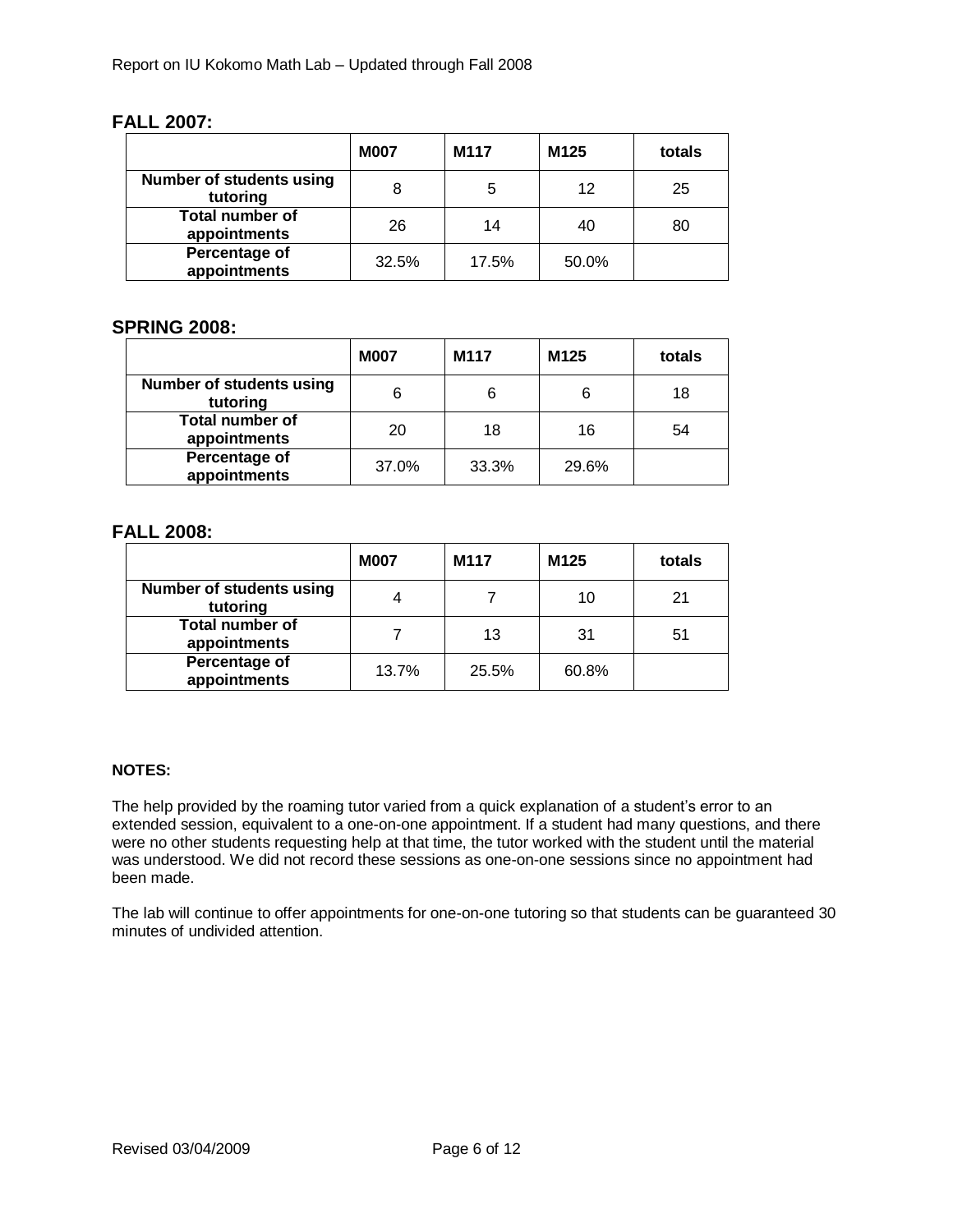## FALL 2007:

| | M007 | M117 | M125 | totals |
|---|---|---|---|---|
| **Number of students using tutoring** | 8 | 5 | 12 | 25 |
| **Total number of appointments** | 26 | 14 | 40 | 80 |
| **Percentage of appointments** | 32.5% | 17.5% | 50.0% | |

## SPRING 2008:

| | M007 | M117 | M125 | totals |
|---|---|---|---|---|
| **Number of students using tutoring** | 6 | 6 | 6 | 18 |
| **Total number of appointments** | 20 | 18 | 16 | 54 |
| **Percentage of appointments** | 37.0% | 33.3% | 29.6% | |

## FALL 2008:

| | M007 | M117 | M125 | totals |
|---|---|---|---|---|
| **Number of students using tutoring** | 4 | 7 | 10 | 21 |
| **Total number of appointments** | 7 | 13 | 31 | 51 |
| **Percentage of appointments** | 13.7% | 25.5% | 60.8% | |

**NOTES:**

The help provided by the roaming tutor varied from a quick explanation of a student's error to an extended session, equivalent to a one-on-one appointment. If a student had many questions, and there were no other students requesting help at that time, the tutor worked with the student until the material was understood. We did not record these sessions as one-on-one sessions since no appointment had been made.

The lab will continue to offer appointments for one-on-one tutoring so that students can be guaranteed 30 minutes of undivided attention.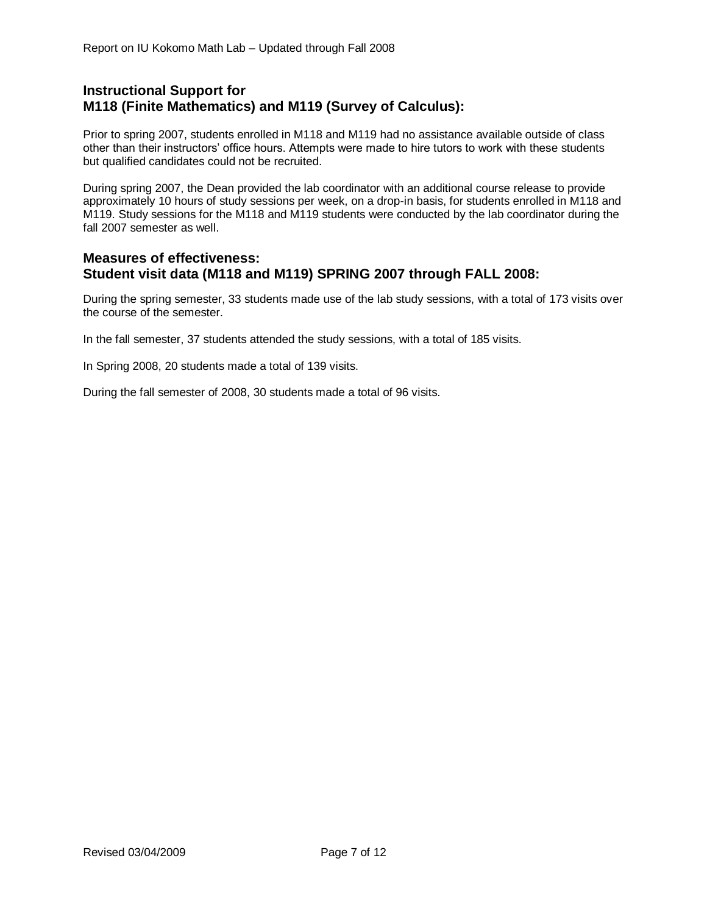## Instructional Support for M118 (Finite Mathematics) and M119 (Survey of Calculus):

Prior to spring 2007, students enrolled in M118 and M119 had no assistance available outside of class other than their instructors' office hours. Attempts were made to hire tutors to work with these students but qualified candidates could not be recruited.

During spring 2007, the Dean provided the lab coordinator with an additional course release to provide approximately 10 hours of study sessions per week, on a drop-in basis, for students enrolled in M118 and M119. Study sessions for the M118 and M119 students were conducted by the lab coordinator during the fall 2007 semester as well.

## Measures of effectiveness: Student visit data (M118 and M119) SPRING 2007 through FALL 2008:

During the spring semester, 33 students made use of the lab study sessions, with a total of 173 visits over the course of the semester.

In the fall semester, 37 students attended the study sessions, with a total of 185 visits.

In Spring 2008, 20 students made a total of 139 visits.

During the fall semester of 2008, 30 students made a total of 96 visits.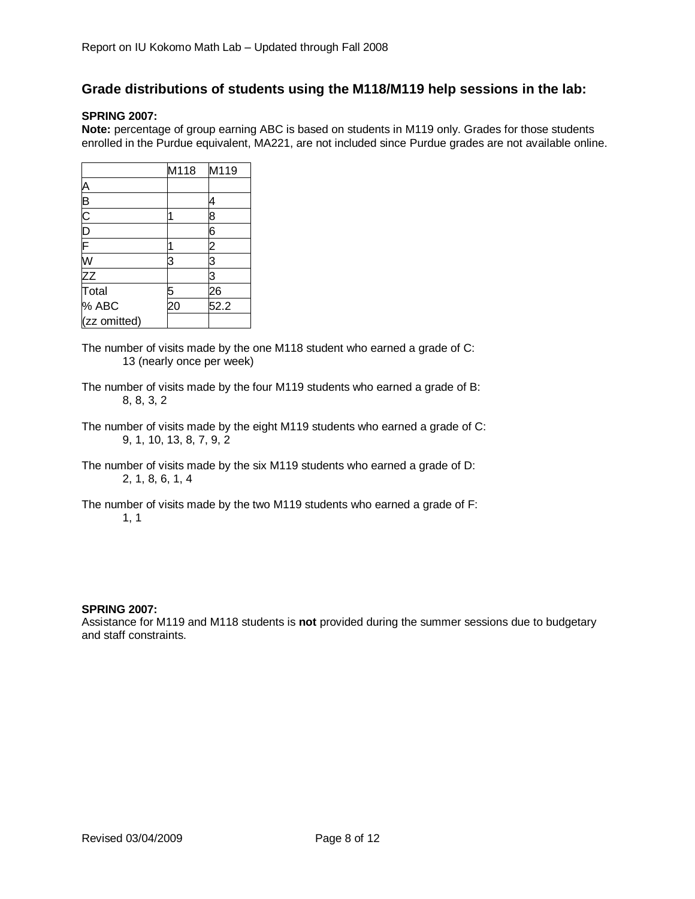## Grade distributions of students using the M118/M119 help sessions in the lab:

**SPRING 2007:**
**Note:** percentage of group earning ABC is based on students in M119 only. Grades for those students enrolled in the Purdue equivalent, MA221, are not included since Purdue grades are not available online.

| | M118 | M119 |
|---|---|---|
| A | | |
| B | | 4 |
| C | 1 | 8 |
| D | | 6 |
| F | 1 | 2 |
| W | 3 | 3 |
| ZZ | | 3 |
| Total | 5 | 26 |
| % ABC | 20 | 52.2 |
| (zz omitted) | | |

The number of visits made by the one M118 student who earned a grade of C:
13 (nearly once per week)

The number of visits made by the four M119 students who earned a grade of B:
8, 8, 3, 2

The number of visits made by the eight M119 students who earned a grade of C:
9, 1, 10, 13, 8, 7, 9, 2

The number of visits made by the six M119 students who earned a grade of D:
2, 1, 8, 6, 1, 4

The number of visits made by the two M119 students who earned a grade of F:
1, 1

**SPRING 2007:**
Assistance for M119 and M118 students is **not** provided during the summer sessions due to budgetary and staff constraints.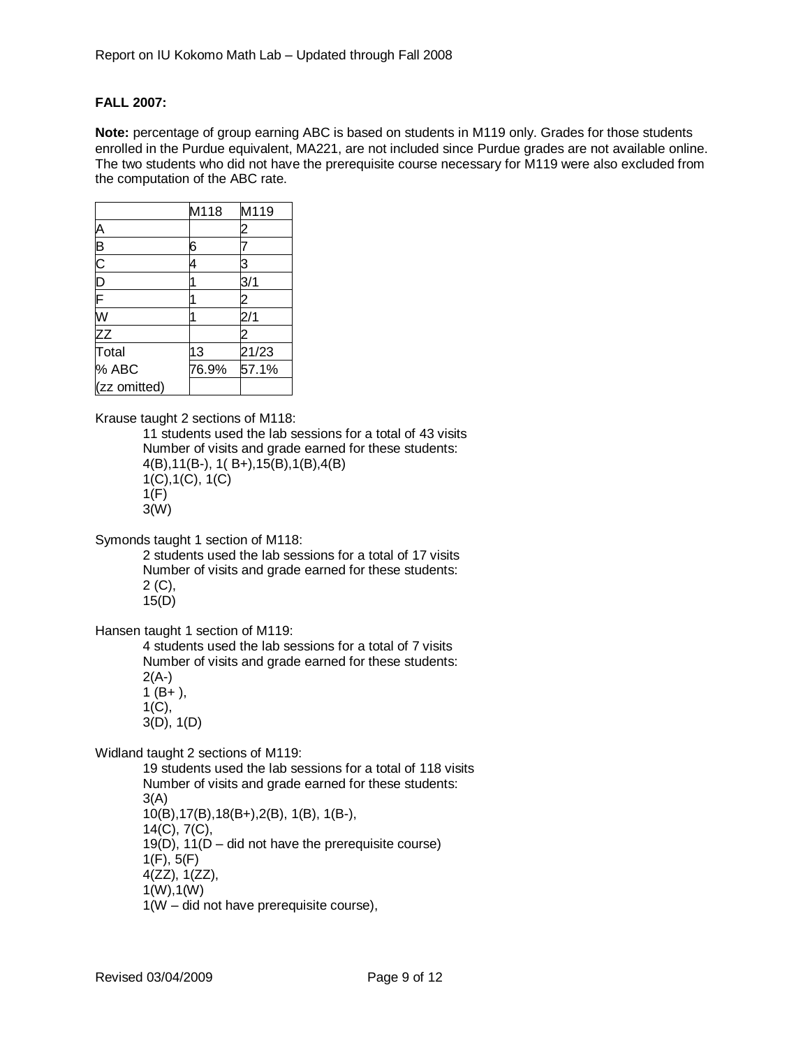**FALL 2007:**

**Note:** percentage of group earning ABC is based on students in M119 only. Grades for those students enrolled in the Purdue equivalent, MA221, are not included since Purdue grades are not available online. The two students who did not have the prerequisite course necessary for M119 were also excluded from the computation of the ABC rate.

| | M118 | M119 |
|---|---|---|
| A | | 2 |
| B | 6 | 7 |
| C | 4 | 3 |
| D | 1 | 3/1 |
| F | 1 | 2 |
| W | 1 | 2/1 |
| ZZ | | 2 |
| Total | 13 | 21/23 |
| % ABC | 76.9% | 57.1% |
| (zz omitted) | | |

Krause taught 2 sections of M118:

> 11 students used the lab sessions for a total of 43 visits
> Number of visits and grade earned for these students:
> 4(B),11(B-), 1( B+),15(B),1(B),4(B)
> 1(C),1(C), 1(C)
> 1(F)
> 3(W)

Symonds taught 1 section of M118:

> 2 students used the lab sessions for a total of 17 visits
> Number of visits and grade earned for these students:
> 2 (C),
> 15(D)

Hansen taught 1 section of M119:

> 4 students used the lab sessions for a total of 7 visits
> Number of visits and grade earned for these students:
> 2(A-)
> 1 (B+ ),
> 1(C),
> 3(D), 1(D)

Widland taught 2 sections of M119:

> 19 students used the lab sessions for a total of 118 visits
> Number of visits and grade earned for these students:
> 3(A)
> 10(B),17(B),18(B+),2(B), 1(B), 1(B-),
> 14(C), 7(C),
> 19(D), 11(D – did not have the prerequisite course)
> 1(F), 5(F)
> 4(ZZ), 1(ZZ),
> 1(W),1(W)
> 1(W – did not have prerequisite course),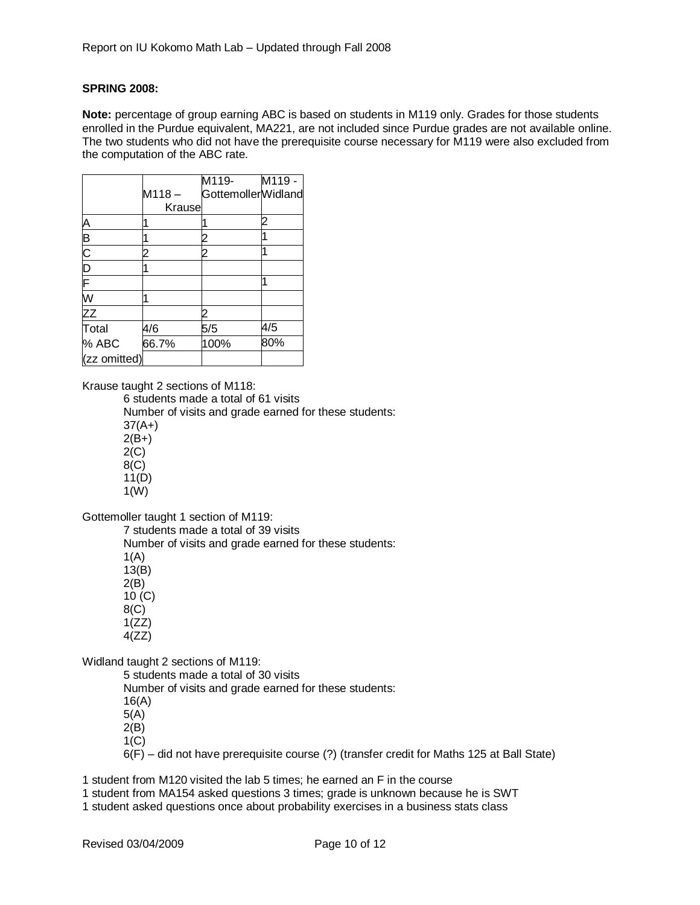**SPRING 2008:**

**Note:** percentage of group earning ABC is based on students in M119 only. Grades for those students enrolled in the Purdue equivalent, MA221, are not included since Purdue grades are not available online. The two students who did not have the prerequisite course necessary for M119 were also excluded from the computation of the ABC rate.

| | M118 – Krause | M119- Gottemoller | M119 - Widland |
|---|---|---|---|
| A | 1 | 1 | 2 |
| B | 1 | 2 | 1 |
| C | 2 | 2 | 1 |
| D | 1 | | |
| F | | | 1 |
| W | 1 | | |
| ZZ | | 2 | |
| Total | 4/6 | 5/5 | 4/5 |
| % ABC (zz omitted) | 66.7% | 100% | 80% |

Krause taught 2 sections of M118:

- 6 students made a total of 61 visits
- Number of visits and grade earned for these students:
- 37(A+)
- 2(B+)
- 2(C)
- 8(C)
- 11(D)
- 1(W)

Gottemoller taught 1 section of M119:

- 7 students made a total of 39 visits
- Number of visits and grade earned for these students:
- 1(A)
- 13(B)
- 2(B)
- 10 (C)
- 8(C)
- 1(ZZ)
- 4(ZZ)

Widland taught 2 sections of M119:

- 5 students made a total of 30 visits
- Number of visits and grade earned for these students:
- 16(A)
- 5(A)
- 2(B)
- 1(C)
- 6(F) – did not have prerequisite course (?) (transfer credit for Maths 125 at Ball State)

1 student from M120 visited the lab 5 times; he earned an F in the course

1 student from MA154 asked questions 3 times; grade is unknown because he is SWT

1 student asked questions once about probability exercises in a business stats class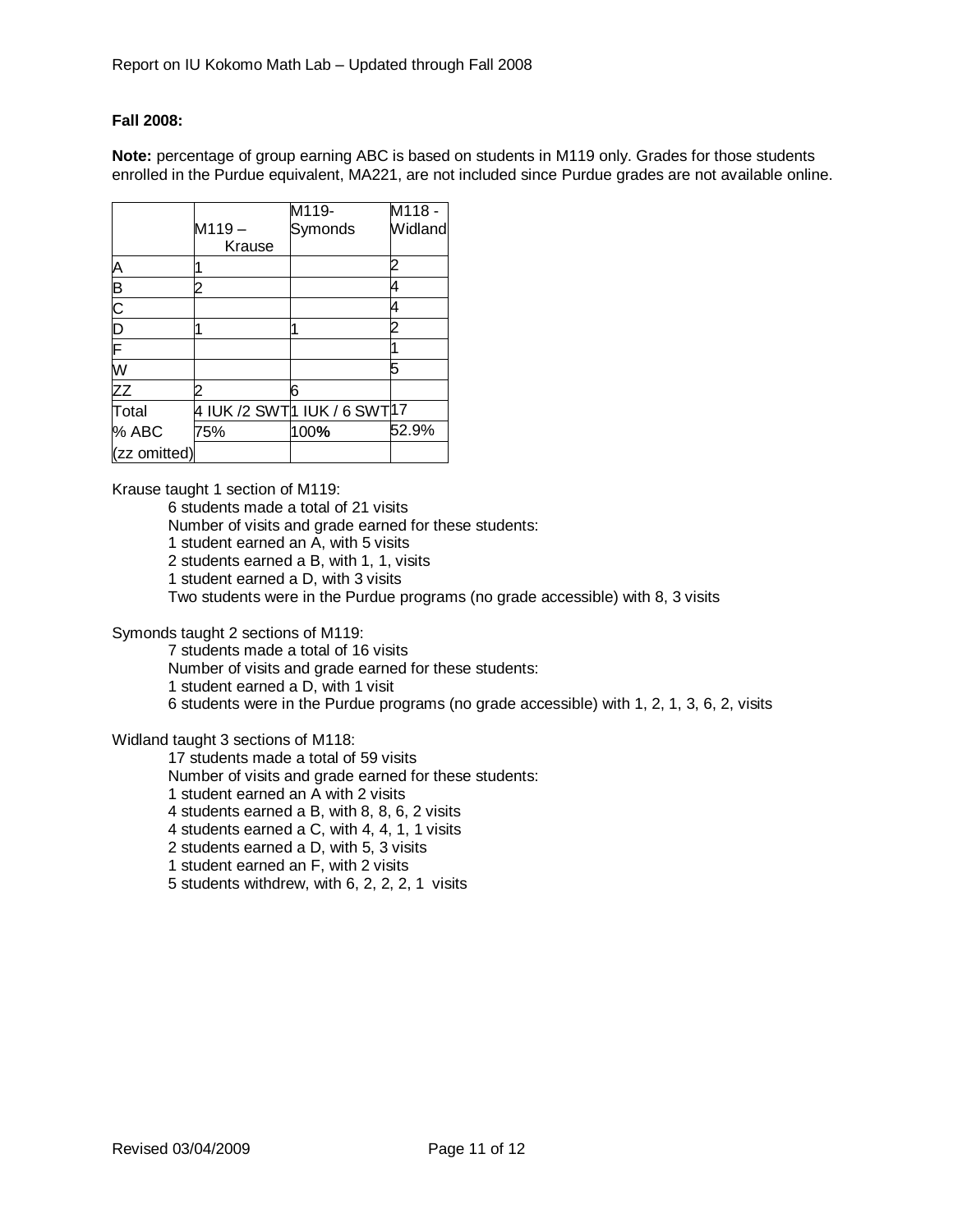**Fall 2008:**

**Note:** percentage of group earning ABC is based on students in M119 only. Grades for those students enrolled in the Purdue equivalent, MA221, are not included since Purdue grades are not available online.

| | M119 – Krause | M119- Symonds | M118 - Widland |
|---|---|---|---|
| A | 1 | | 2 |
| B | 2 | | 4 |
| C | | | 4 |
| D | 1 | 1 | 2 |
| F | | | 1 |
| W | | | 5 |
| ZZ | 2 | 6 | |
| Total | 4 IUK /2 SWT | 1 IUK / 6 SWT | 17 |
| % ABC | 75% | 100**%** | 52.9% |
| (zz omitted) | | | |

Krause taught 1 section of M119:

6 students made a total of 21 visits
Number of visits and grade earned for these students:
1 student earned an A, with 5 visits
2 students earned a B, with 1, 1, visits
1 student earned a D, with 3 visits
Two students were in the Purdue programs (no grade accessible) with 8, 3 visits

Symonds taught 2 sections of M119:

7 students made a total of 16 visits
Number of visits and grade earned for these students:
1 student earned a D, with 1 visit
6 students were in the Purdue programs (no grade accessible) with 1, 2, 1, 3, 6, 2, visits

Widland taught 3 sections of M118:

17 students made a total of 59 visits
Number of visits and grade earned for these students:
1 student earned an A with 2 visits
4 students earned a B, with 8, 8, 6, 2 visits
4 students earned a C, with 4, 4, 1, 1 visits
2 students earned a D, with 5, 3 visits
1 student earned an F, with 2 visits
5 students withdrew, with 6, 2, 2, 2, 1 visits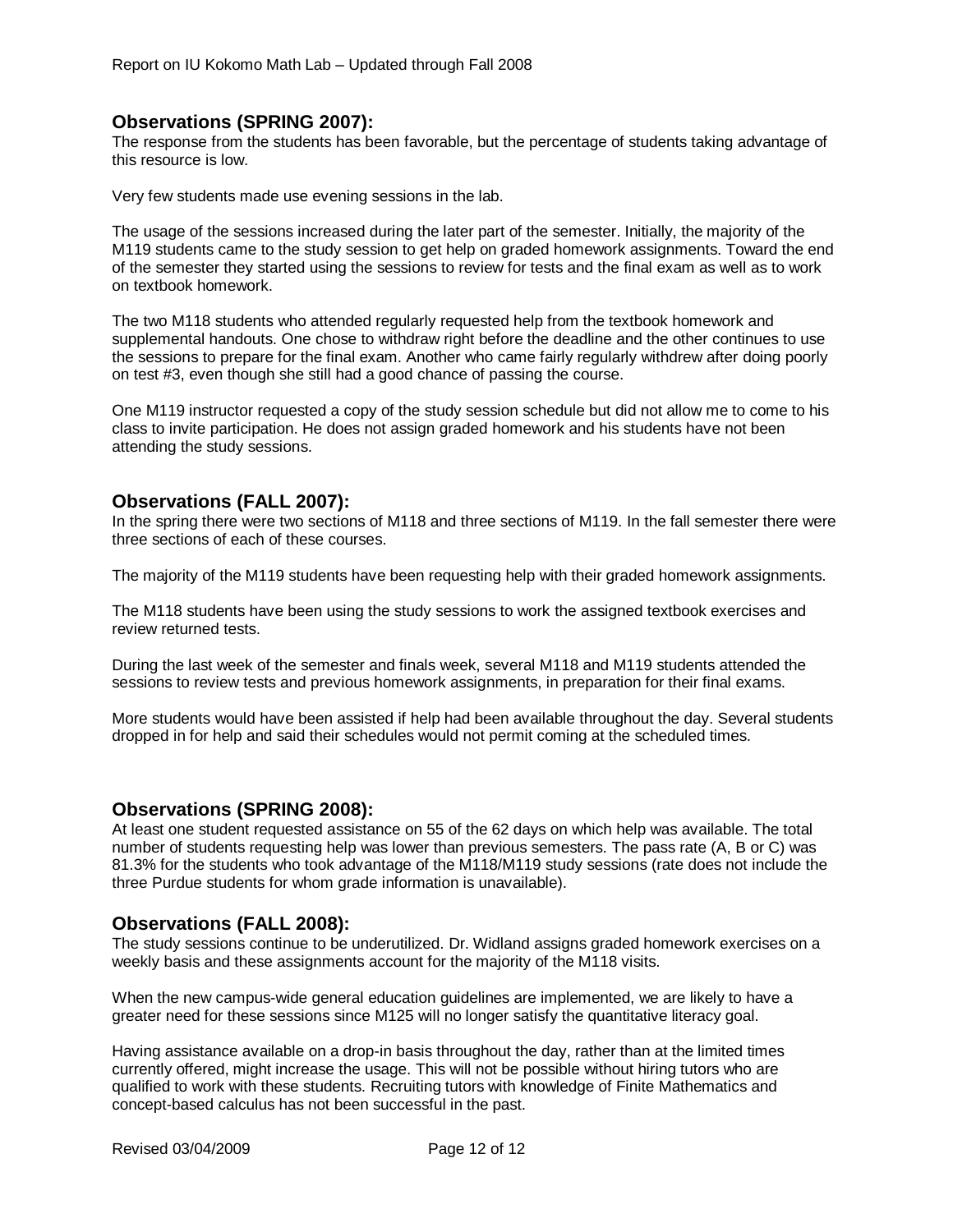## Observations (SPRING 2007):

The response from the students has been favorable, but the percentage of students taking advantage of this resource is low.

Very few students made use evening sessions in the lab.

The usage of the sessions increased during the later part of the semester. Initially, the majority of the M119 students came to the study session to get help on graded homework assignments. Toward the end of the semester they started using the sessions to review for tests and the final exam as well as to work on textbook homework.

The two M118 students who attended regularly requested help from the textbook homework and supplemental handouts. One chose to withdraw right before the deadline and the other continues to use the sessions to prepare for the final exam. Another who came fairly regularly withdrew after doing poorly on test #3, even though she still had a good chance of passing the course.

One M119 instructor requested a copy of the study session schedule but did not allow me to come to his class to invite participation. He does not assign graded homework and his students have not been attending the study sessions.

## Observations (FALL 2007):

In the spring there were two sections of M118 and three sections of M119. In the fall semester there were three sections of each of these courses.

The majority of the M119 students have been requesting help with their graded homework assignments.

The M118 students have been using the study sessions to work the assigned textbook exercises and review returned tests.

During the last week of the semester and finals week, several M118 and M119 students attended the sessions to review tests and previous homework assignments, in preparation for their final exams.

More students would have been assisted if help had been available throughout the day. Several students dropped in for help and said their schedules would not permit coming at the scheduled times.

## Observations (SPRING 2008):

At least one student requested assistance on 55 of the 62 days on which help was available. The total number of students requesting help was lower than previous semesters. The pass rate (A, B or C) was 81.3% for the students who took advantage of the M118/M119 study sessions (rate does not include the three Purdue students for whom grade information is unavailable).

## Observations (FALL 2008):

The study sessions continue to be underutilized. Dr. Widland assigns graded homework exercises on a weekly basis and these assignments account for the majority of the M118 visits.

When the new campus-wide general education guidelines are implemented, we are likely to have a greater need for these sessions since M125 will no longer satisfy the quantitative literacy goal.

Having assistance available on a drop-in basis throughout the day, rather than at the limited times currently offered, might increase the usage. This will not be possible without hiring tutors who are qualified to work with these students. Recruiting tutors with knowledge of Finite Mathematics and concept-based calculus has not been successful in the past.